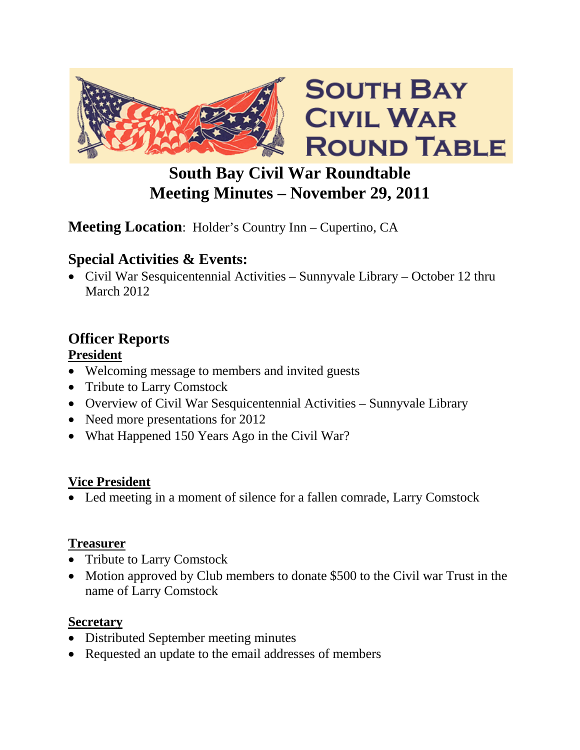# South Bay Civil War Roundtable
# Meeting Minutes – November 29, 2011

**Meeting Location**: Holder's Country Inn – Cupertino, CA

## Special Activities & Events:

- Civil War Sesquicentennial Activities – Sunnyvale Library – October 12 thru March 2012

## Officer Reports

### President

- Welcoming message to members and invited guests
- Tribute to Larry Comstock
- Overview of Civil War Sesquicentennial Activities – Sunnyvale Library
- Need more presentations for 2012
- What Happened 150 Years Ago in the Civil War?

### Vice President

- Led meeting in a moment of silence for a fallen comrade, Larry Comstock

### Treasurer

- Tribute to Larry Comstock
- Motion approved by Club members to donate $500 to the Civil war Trust in the name of Larry Comstock

### Secretary

- Distributed September meeting minutes
- Requested an update to the email addresses of members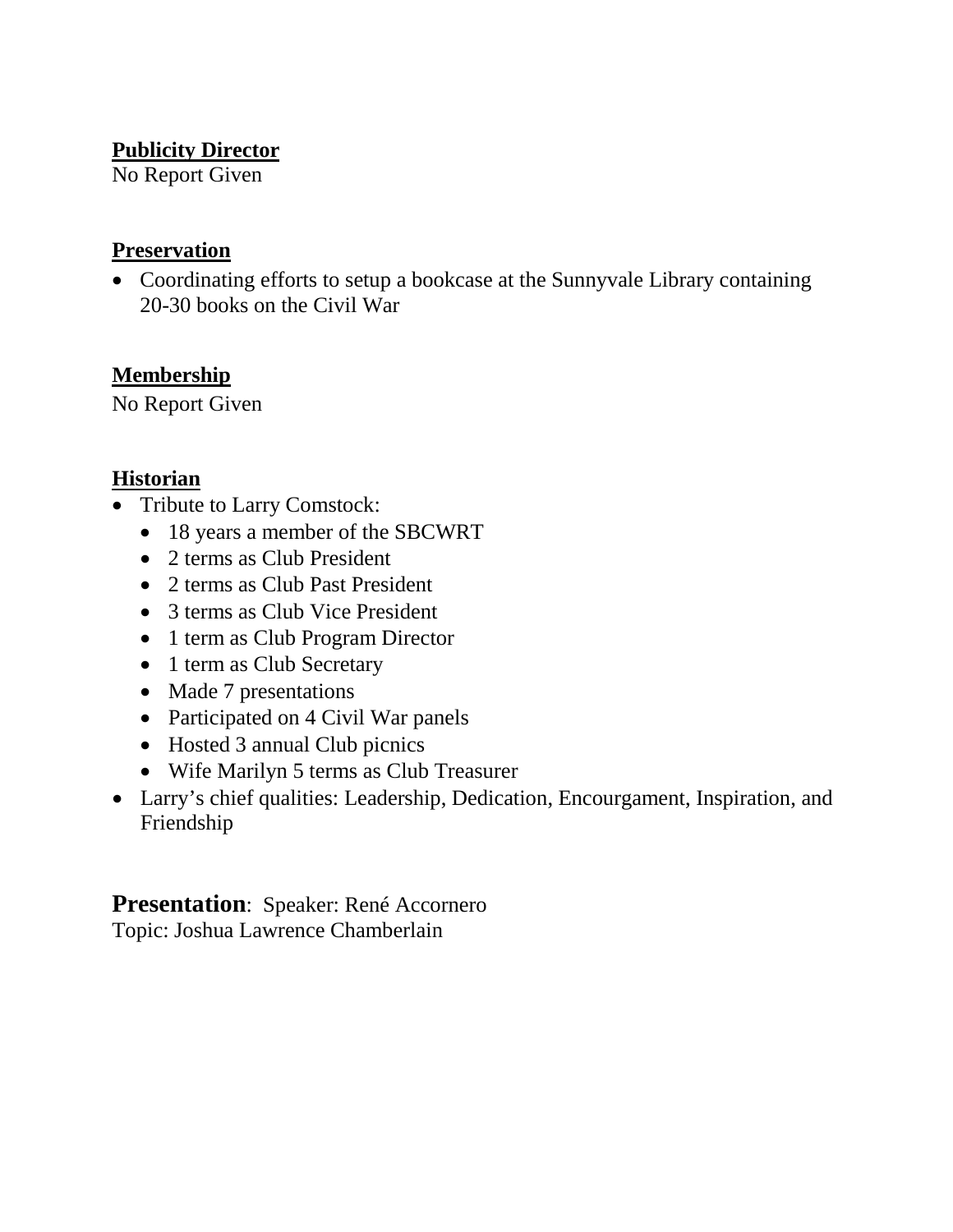**Publicity Director**
No Report Given

**Preservation**

- Coordinating efforts to setup a bookcase at the Sunnyvale Library containing 20-30 books on the Civil War

**Membership**
No Report Given

**Historian**

- Tribute to Larry Comstock:
  - 18 years a member of the SBCWRT
  - 2 terms as Club President
  - 2 terms as Club Past President
  - 3 terms as Club Vice President
  - 1 term as Club Program Director
  - 1 term as Club Secretary
  - Made 7 presentations
  - Participated on 4 Civil War panels
  - Hosted 3 annual Club picnics
  - Wife Marilyn 5 terms as Club Treasurer
- Larry's chief qualities: Leadership, Dedication, Encourgament, Inspiration, and Friendship

**Presentation**: Speaker: René Accornero
Topic: Joshua Lawrence Chamberlain